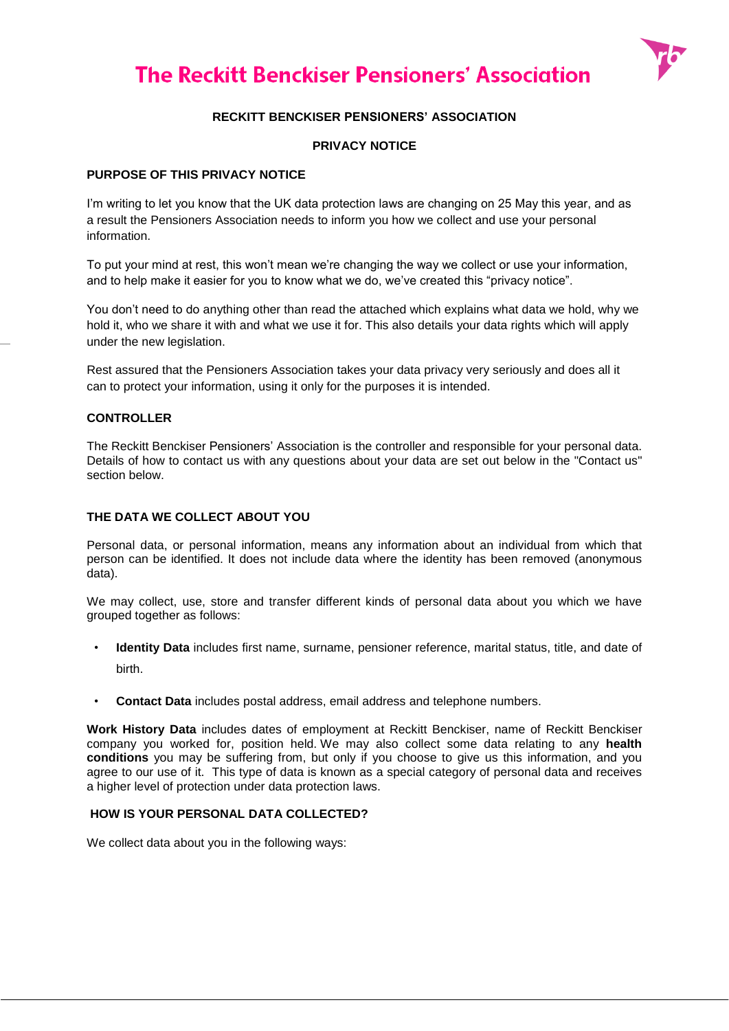# The Reckitt Benckiser Pensioners' Association

## RECKITT BENCKISER PENSIONERS' ASSOCIATION

## PRIVACY NOTICE

### PURPOSE OF THIS PRIVACY NOTICE

I'm writing to let you know that the UK data protection laws are changing on 25 May this year, and as a result the Pensioners Association needs to inform you how we collect and use your personal information.

To put your mind at rest, this won't mean we're changing the way we collect or use your information, and to help make it easier for you to know what we do, we've created this "privacy notice".

You don't need to do anything other than read the attached which explains what data we hold, why we hold it, who we share it with and what we use it for. This also details your data rights which will apply under the new legislation.

Rest assured that the Pensioners Association takes your data privacy very seriously and does all it can to protect your information, using it only for the purposes it is intended.

### CONTROLLER

The Reckitt Benckiser Pensioners' Association is the controller and responsible for your personal data. Details of how to contact us with any questions about your data are set out below in the "Contact us" section below.

### THE DATA WE COLLECT ABOUT YOU

Personal data, or personal information, means any information about an individual from which that person can be identified. It does not include data where the identity has been removed (anonymous data).

We may collect, use, store and transfer different kinds of personal data about you which we have grouped together as follows:

- **Identity Data** includes first name, surname, pensioner reference, marital status, title, and date of birth.
- **Contact Data** includes postal address, email address and telephone numbers.

**Work History Data** includes dates of employment at Reckitt Benckiser, name of Reckitt Benckiser company you worked for, position held. We may also collect some data relating to any **health conditions** you may be suffering from, but only if you choose to give us this information, and you agree to our use of it. This type of data is known as a special category of personal data and receives a higher level of protection under data protection laws.

### HOW IS YOUR PERSONAL DATA COLLECTED?

We collect data about you in the following ways: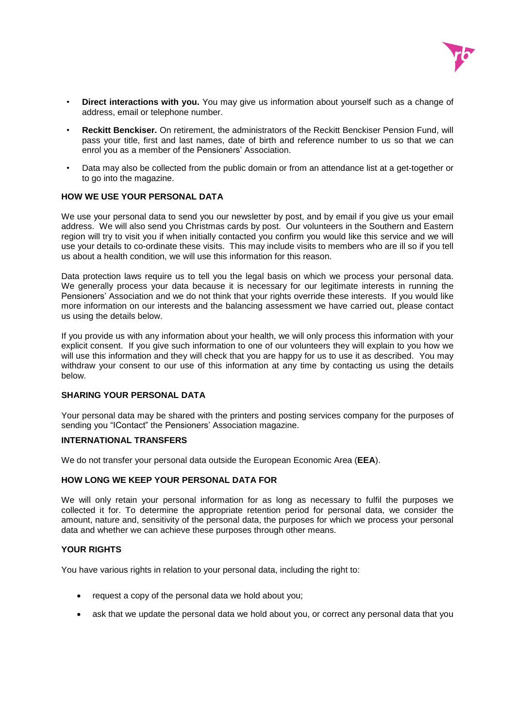- **Direct interactions with you.** You may give us information about yourself such as a change of address, email or telephone number.
- **Reckitt Benckiser.** On retirement, the administrators of the Reckitt Benckiser Pension Fund, will pass your title, first and last names, date of birth and reference number to us so that we can enrol you as a member of the Pensioners' Association.
- Data may also be collected from the public domain or from an attendance list at a get-together or to go into the magazine.

#### HOW WE USE YOUR PERSONAL DATA

We use your personal data to send you our newsletter by post, and by email if you give us your email address. We will also send you Christmas cards by post. Our volunteers in the Southern and Eastern region will try to visit you if when initially contacted you confirm you would like this service and we will use your details to co-ordinate these visits. This may include visits to members who are ill so if you tell us about a health condition, we will use this information for this reason.

Data protection laws require us to tell you the legal basis on which we process your personal data. We generally process your data because it is necessary for our legitimate interests in running the Pensioners' Association and we do not think that your rights override these interests. If you would like more information on our interests and the balancing assessment we have carried out, please contact us using the details below.

If you provide us with any information about your health, we will only process this information with your explicit consent. If you give such information to one of our volunteers they will explain to you how we will use this information and they will check that you are happy for us to use it as described. You may withdraw your consent to our use of this information at any time by contacting us using the details below.

#### SHARING YOUR PERSONAL DATA

Your personal data may be shared with the printers and posting services company for the purposes of sending you "IContact" the Pensioners' Association magazine.

#### INTERNATIONAL TRANSFERS

We do not transfer your personal data outside the European Economic Area (**EEA**).

#### HOW LONG WE KEEP YOUR PERSONAL DATA FOR

We will only retain your personal information for as long as necessary to fulfil the purposes we collected it for. To determine the appropriate retention period for personal data, we consider the amount, nature and, sensitivity of the personal data, the purposes for which we process your personal data and whether we can achieve these purposes through other means.

#### YOUR RIGHTS

You have various rights in relation to your personal data, including the right to:

- request a copy of the personal data we hold about you;
- ask that we update the personal data we hold about you, or correct any personal data that you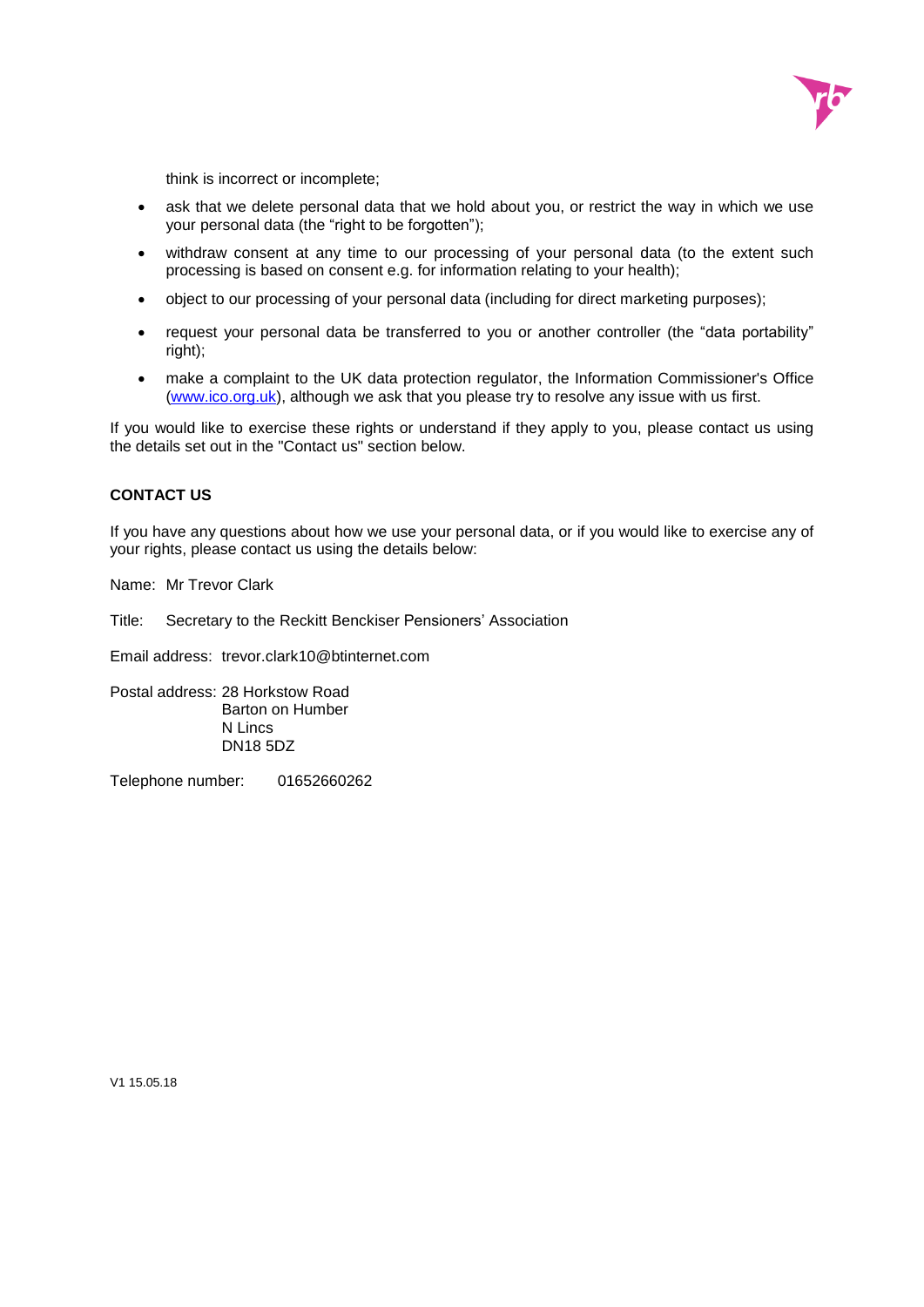think is incorrect or incomplete;

- ask that we delete personal data that we hold about you, or restrict the way in which we use your personal data (the "right to be forgotten");
- withdraw consent at any time to our processing of your personal data (to the extent such processing is based on consent e.g. for information relating to your health);
- object to our processing of your personal data (including for direct marketing purposes);
- request your personal data be transferred to you or another controller (the "data portability" right);
- make a complaint to the UK data protection regulator, the Information Commissioner's Office (www.ico.org.uk), although we ask that you please try to resolve any issue with us first.

If you would like to exercise these rights or understand if they apply to you, please contact us using the details set out in the "Contact us" section below.

**CONTACT US**

If you have any questions about how we use your personal data, or if you would like to exercise any of your rights, please contact us using the details below:

Name: Mr Trevor Clark

Title: Secretary to the Reckitt Benckiser Pensioners' Association

Email address: trevor.clark10@btinternet.com

Postal address: 28 Horkstow Road
Barton on Humber
N Lincs
DN18 5DZ

Telephone number: 01652660262

V1 15.05.18